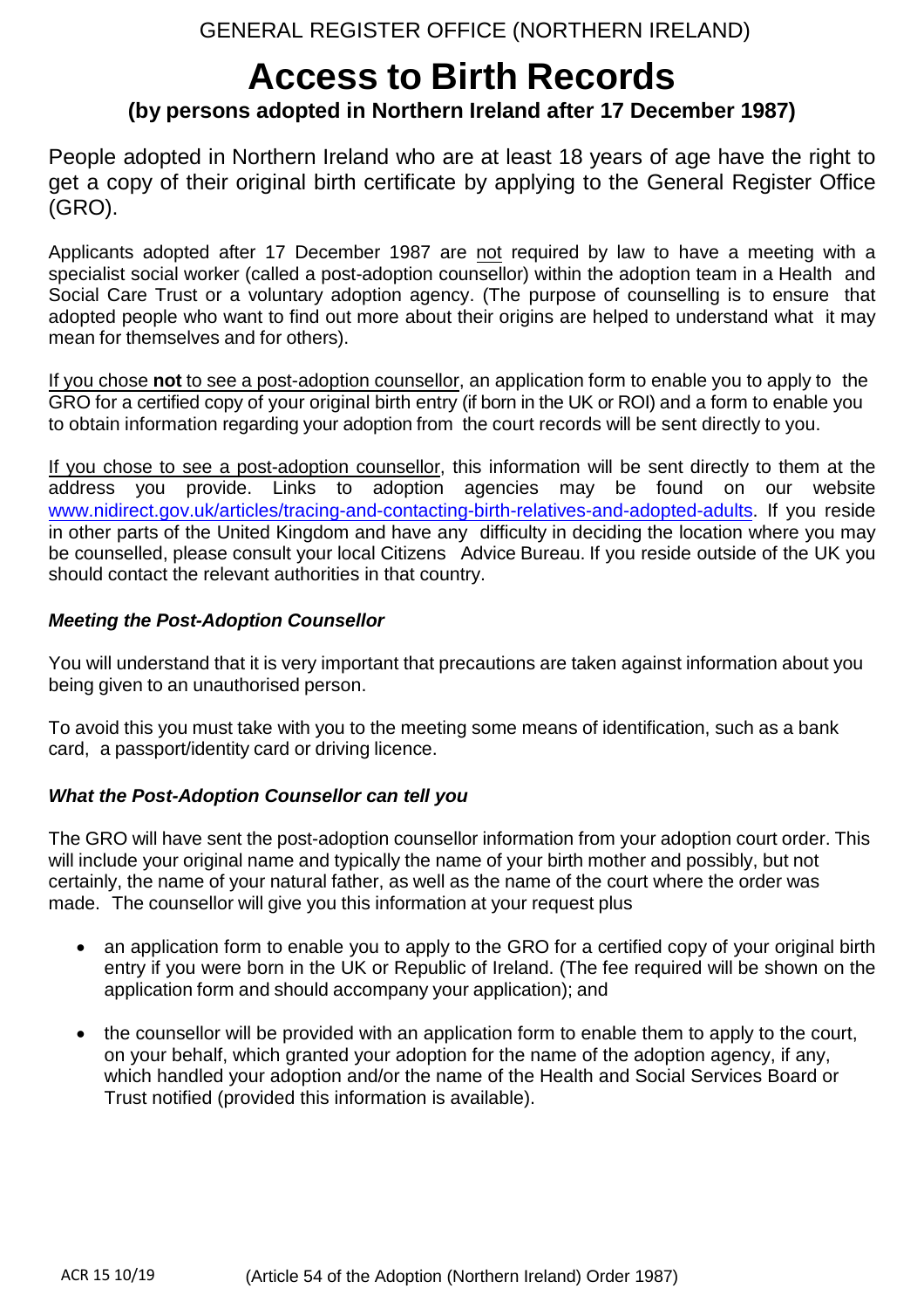GENERAL REGISTER OFFICE (NORTHERN IRELAND)

# Access to Birth Records

## (by persons adopted in Northern Ireland after 17 December 1987)

People adopted in Northern Ireland who are at least 18 years of age have the right to get a copy of their original birth certificate by applying to the General Register Office (GRO).

Applicants adopted after 17 December 1987 are not required by law to have a meeting with a specialist social worker (called a post-adoption counsellor) within the adoption team in a Health and Social Care Trust or a voluntary adoption agency. (The purpose of counselling is to ensure that adopted people who want to find out more about their origins are helped to understand what it may mean for themselves and for others).

If you chose **not** to see a post-adoption counsellor, an application form to enable you to apply to the GRO for a certified copy of your original birth entry (if born in the UK or ROI) and a form to enable you to obtain information regarding your adoption from the court records will be sent directly to you.

If you chose to see a post-adoption counsellor, this information will be sent directly to them at the address you provide. Links to adoption agencies may be found on our website www.nidirect.gov.uk/articles/tracing-and-contacting-birth-relatives-and-adopted-adults. If you reside in other parts of the United Kingdom and have any difficulty in deciding the location where you may be counselled, please consult your local Citizens Advice Bureau. If you reside outside of the UK you should contact the relevant authorities in that country.

### *Meeting the Post-Adoption Counsellor*

You will understand that it is very important that precautions are taken against information about you being given to an unauthorised person.

To avoid this you must take with you to the meeting some means of identification, such as a bank card, a passport/identity card or driving licence.

### *What the Post-Adoption Counsellor can tell you*

The GRO will have sent the post-adoption counsellor information from your adoption court order. This will include your original name and typically the name of your birth mother and possibly, but not certainly, the name of your natural father, as well as the name of the court where the order was made. The counsellor will give you this information at your request plus

- an application form to enable you to apply to the GRO for a certified copy of your original birth entry if you were born in the UK or Republic of Ireland. (The fee required will be shown on the application form and should accompany your application); and
- the counsellor will be provided with an application form to enable them to apply to the court, on your behalf, which granted your adoption for the name of the adoption agency, if any, which handled your adoption and/or the name of the Health and Social Services Board or Trust notified (provided this information is available).

ACR 15 10/19 (Article 54 of the Adoption (Northern Ireland) Order 1987)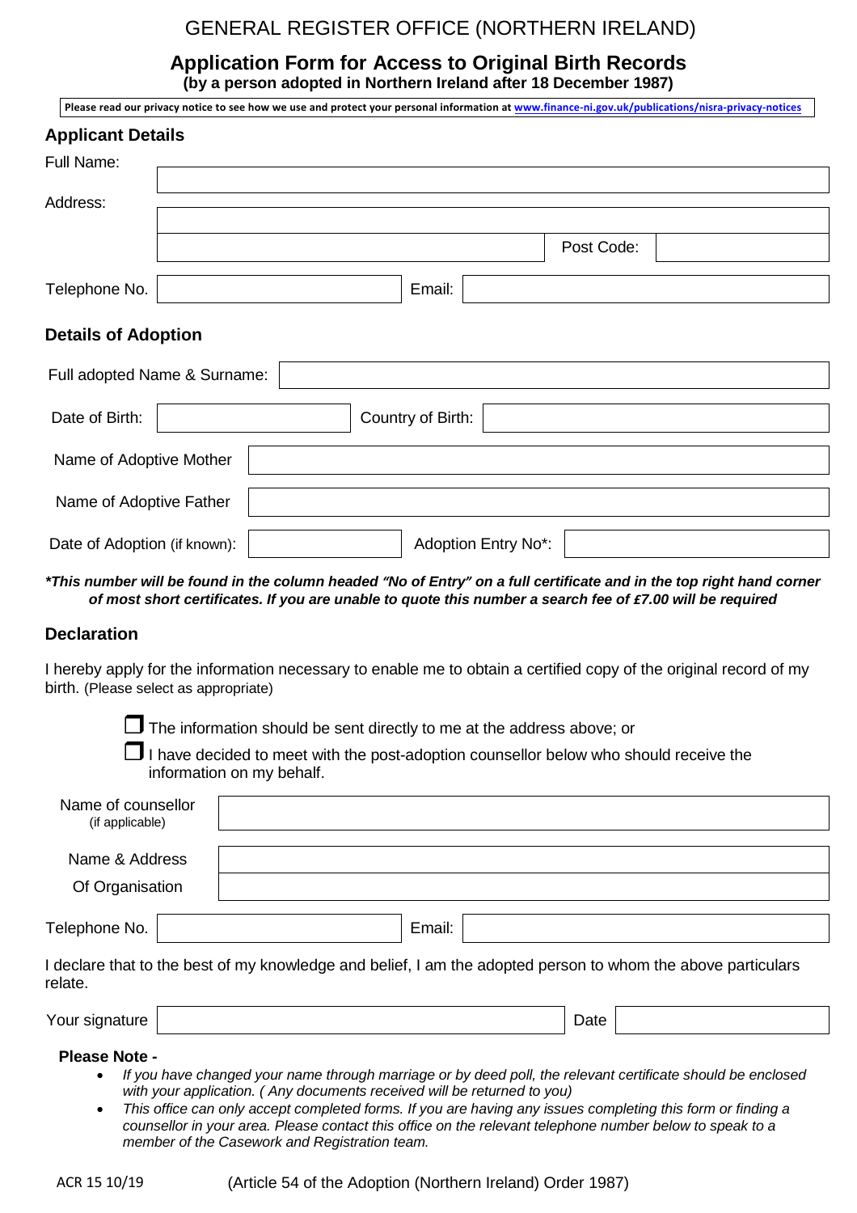# GENERAL REGISTER OFFICE (NORTHERN IRELAND)

## Application Form for Access to Original Birth Records

**(by a person adopted in Northern Ireland after 18 December 1987)**

**Please read our privacy notice to see how we use and protect your personal information at www.finance-ni.gov.uk/publications/nisra-privacy-notices**

### Applicant Details

Full Name: 

Address: 

Post Code: 

Telephone No.: Email: 

### Details of Adoption

Full adopted Name & Surname: 

Date of Birth: Country of Birth: 

Name of Adoptive Mother 

Name of Adoptive Father 

Date of Adoption (if known): Adoption Entry No*: 

***This number will be found in the column headed "No of Entry" on a full certificate and in the top right hand corner of most short certificates. If you are unable to quote this number a search fee of £7.00 will be required***

### Declaration

I hereby apply for the information necessary to enable me to obtain a certified copy of the original record of my birth. (Please select as appropriate)

- ☐ The information should be sent directly to me at the address above; or
- ☐ I have decided to meet with the post-adoption counsellor below who should receive the information on my behalf.

Name of counsellor (if applicable) 

Name & Address Of Organisation 

Telephone No. Email: 

I declare that to the best of my knowledge and belief, I am the adopted person to whom the above particulars relate.

Your signature Date 

**Please Note -**

- *If you have changed your name through marriage or by deed poll, the relevant certificate should be enclosed with your application. ( Any documents received will be returned to you)*
- *This office can only accept completed forms. If you are having any issues completing this form or finding a counsellor in your area. Please contact this office on the relevant telephone number below to speak to a member of the Casework and Registration team.*

ACR 15 10/19 (Article 54 of the Adoption (Northern Ireland) Order 1987)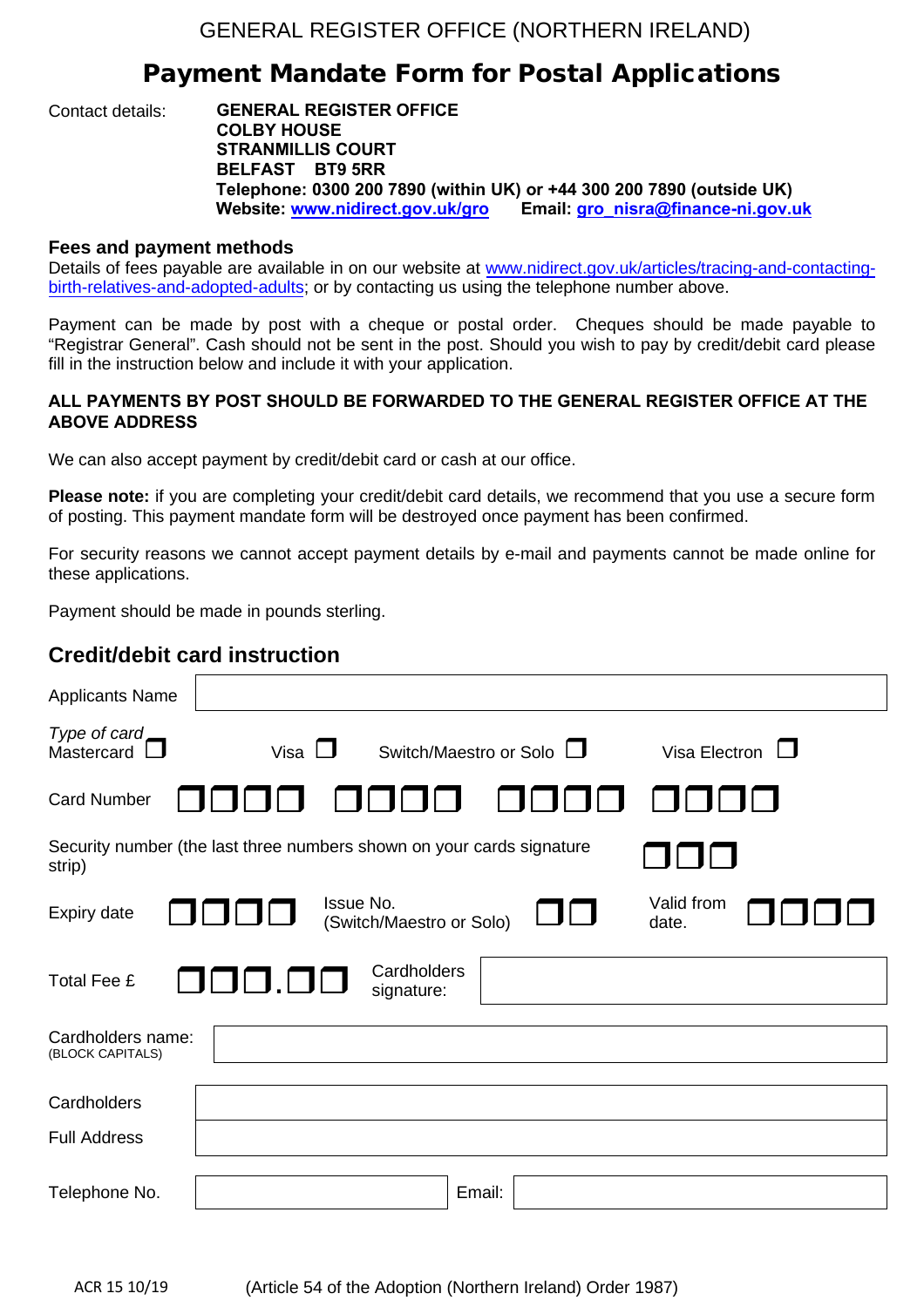GENERAL REGISTER OFFICE (NORTHERN IRELAND)

# Payment Mandate Form for Postal Applications

Contact details: **GENERAL REGISTER OFFICE**
**COLBY HOUSE**
**STRANMILLIS COURT**
**BELFAST BT9 5RR**
**Telephone: 0300 200 7890 (within UK) or +44 300 200 7890 (outside UK)**
**Website: www.nidirect.gov.uk/gro Email: gro_nisra@finance-ni.gov.uk**

## Fees and payment methods

Details of fees payable are available in on our website at www.nidirect.gov.uk/articles/tracing-and-contacting-birth-relatives-and-adopted-adults; or by contacting us using the telephone number above.

Payment can be made by post with a cheque or postal order. Cheques should be made payable to "Registrar General". Cash should not be sent in the post. Should you wish to pay by credit/debit card please fill in the instruction below and include it with your application.

**ALL PAYMENTS BY POST SHOULD BE FORWARDED TO THE GENERAL REGISTER OFFICE AT THE ABOVE ADDRESS**

We can also accept payment by credit/debit card or cash at our office.

**Please note:** if you are completing your credit/debit card details, we recommend that you use a secure form of posting. This payment mandate form will be destroyed once payment has been confirmed.

For security reasons we cannot accept payment details by e-mail and payments cannot be made online for these applications.

Payment should be made in pounds sterling.

## Credit/debit card instruction

Applicants Name ______________________

*Type of card*
Mastercard ☐ Visa ☐ Switch/Maestro or Solo ☐ Visa Electron ☐

Card Number ☐☐☐☐ ☐☐☐☐ ☐☐☐☐ ☐☐☐☐

Security number (the last three numbers shown on your cards signature strip) ☐☐☐

Expiry date ☐☐☐☐ Issue No. (Switch/Maestro or Solo) ☐☐ Valid from date. ☐☐☐☐

Total Fee £ ☐☐☐.☐☐ Cardholders signature: ______________________

Cardholders name: (BLOCK CAPITALS) ______________________

Cardholders Full Address ______________________

Telephone No. ______________________ Email: ______________________

ACR 15 10/19 (Article 54 of the Adoption (Northern Ireland) Order 1987)